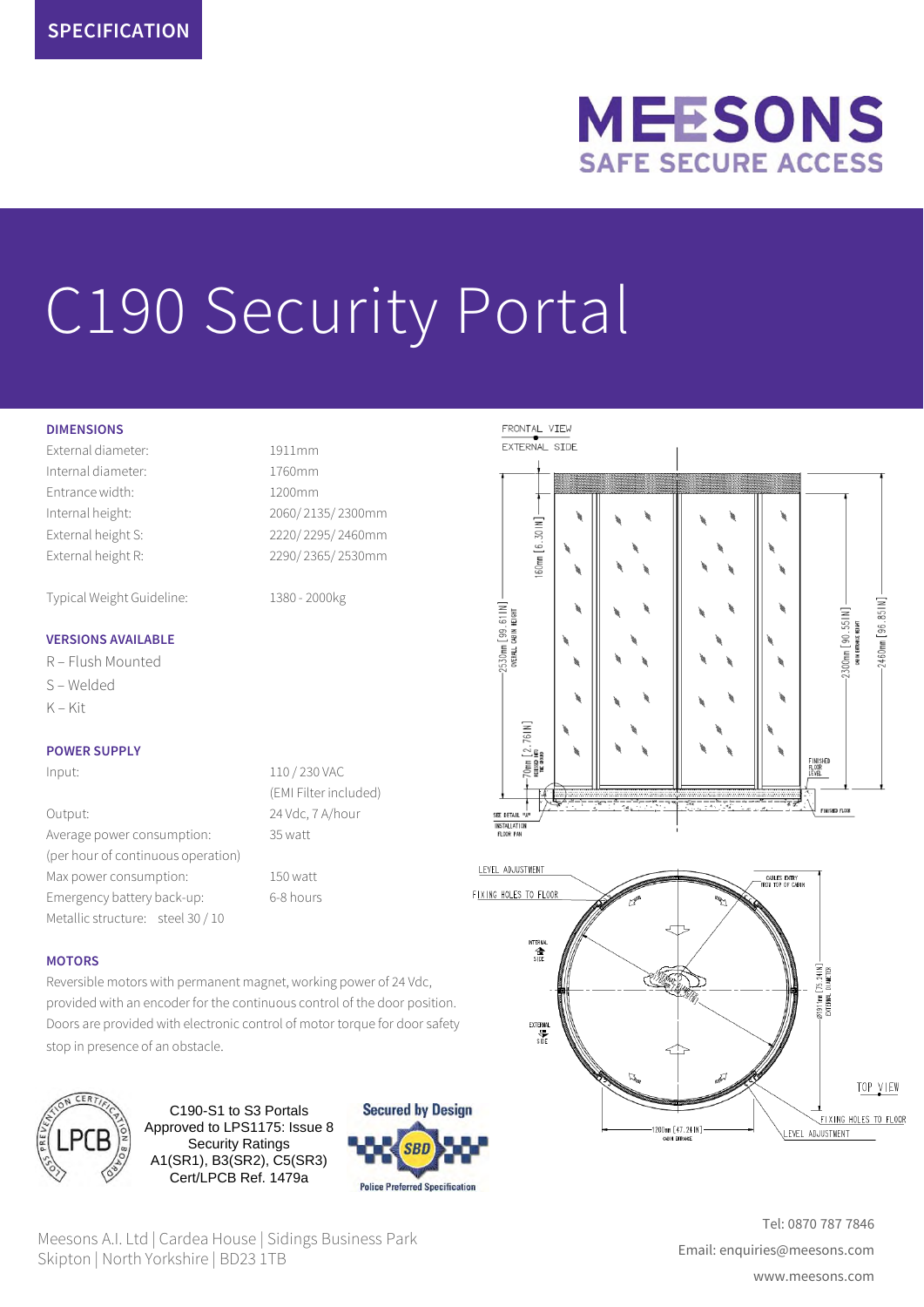SPECIFICATION

MEESONS
SAFE SECURE ACCESS

# C190 Security Portal

## DIMENSIONS

| | |
|---|---|
| External diameter: | 1911mm |
| Internal diameter: | 1760mm |
| Entrance width: | 1200mm |
| Internal height: | 2060/ 2135/ 2300mm |
| External height S: | 2220/ 2295/ 2460mm |
| External height R: | 2290/ 2365/ 2530mm |
| Typical Weight Guideline: | 1380 - 2000kg |

## VERSIONS AVAILABLE

R – Flush Mounted

S – Welded

K – Kit

## POWER SUPPLY

| | |
|---|---|
| Input: | 110 / 230 VAC (EMI Filter included) |
| Output: | 24 Vdc, 7 A/hour |
| Average power consumption: (per hour of continuous operation) | 35 watt |
| Max power consumption: | 150 watt |
| Emergency battery back-up: | 6-8 hours |
| Metallic structure: steel 30 / 10 | |

## MOTORS

Reversible motors with permanent magnet, working power of 24 Vdc, provided with an encoder for the continuous control of the door position. Doors are provided with electronic control of motor torque for door safety stop in presence of an obstacle.

C190-S1 to S3 Portals
Approved to LPS1175: Issue 8
Security Ratings
A1(SR1), B3(SR2), C5(SR3)
Cert/LPCB Ref. 1479a

Secured by Design – Police Preferred Specification

FRONTAL VIEW
EXTERNAL SIDE

160mm [6.30 IN]
2530mm [99.61 IN] OVERALL CABIN HEIGHT
70mm [2.76 IN]
2300mm [90.55 IN]
2460mm [96.85 IN]
FINISHED FLOOR LEVEL
SEE DETAIL "A" INSTALLATION FLOOR PAN
FINISHED FLOOR

LEVEL ADJUSTMENT
FIXING HOLES TO FLOOR
CABLES ENTRY FROM TOP OF CABIN
INTERNAL SIDE
EXTERNAL SIDE
Ø1911mm [75.24 IN] EXTERNAL DIAMETER
1200mm [47.24 IN]
TOP VIEW
FIXING HOLES TO FLOOR
LEVEL ADJUSTMENT

Meesons A.I. Ltd | Cardea House | Sidings Business Park
Skipton | North Yorkshire | BD23 1TB

Tel: 0870 787 7846
Email: enquiries@meesons.com
www.meesons.com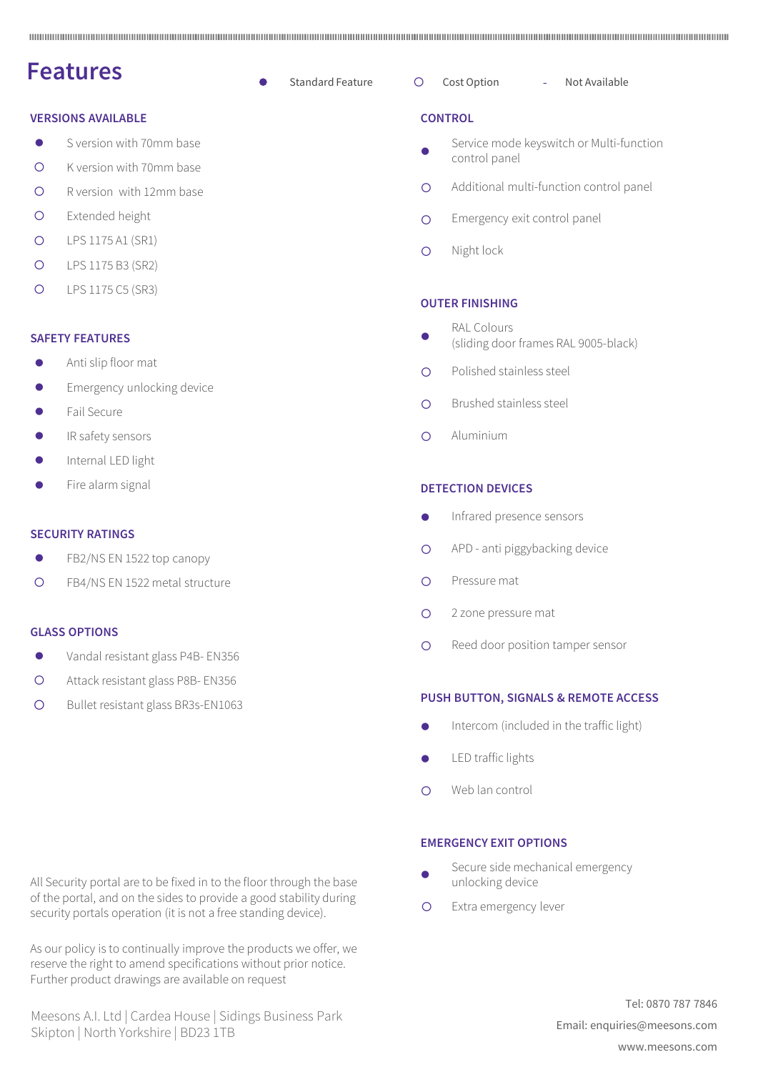# Features

● Standard Feature ○ Cost Option - Not Available

### VERSIONS AVAILABLE

- ● S version with 70mm base
- ○ K version with 70mm base
- ○ R version with 12mm base
- ○ Extended height
- ○ LPS 1175 A1 (SR1)
- ○ LPS 1175 B3 (SR2)
- ○ LPS 1175 C5 (SR3)

### SAFETY FEATURES

- ● Anti slip floor mat
- ● Emergency unlocking device
- ● Fail Secure
- ● IR safety sensors
- ● Internal LED light
- ● Fire alarm signal

### SECURITY RATINGS

- ● FB2/NS EN 1522 top canopy
- ○ FB4/NS EN 1522 metal structure

### GLASS OPTIONS

- ● Vandal resistant glass P4B- EN356
- ○ Attack resistant glass P8B- EN356
- ○ Bullet resistant glass BR3s-EN1063

### CONTROL

- ● Service mode keyswitch or Multi-function control panel
- ○ Additional multi-function control panel
- ○ Emergency exit control panel
- ○ Night lock

### OUTER FINISHING

- ● RAL Colours (sliding door frames RAL 9005-black)
- ○ Polished stainless steel
- ○ Brushed stainless steel
- ○ Aluminium

### DETECTION DEVICES

- ● Infrared presence sensors
- ○ APD - anti piggybacking device
- ○ Pressure mat
- ○ 2 zone pressure mat
- ○ Reed door position tamper sensor

### PUSH BUTTON, SIGNALS & REMOTE ACCESS

- ● Intercom (included in the traffic light)
- ● LED traffic lights
- ○ Web lan control

### EMERGENCY EXIT OPTIONS

- ● Secure side mechanical emergency unlocking device
- ○ Extra emergency lever

All Security portal are to be fixed in to the floor through the base of the portal, and on the sides to provide a good stability during security portals operation (it is not a free standing device).

As our policy is to continually improve the products we offer, we reserve the right to amend specifications without prior notice. Further product drawings are available on request

Meesons A.I. Ltd | Cardea House | Sidings Business Park
Skipton | North Yorkshire | BD23 1TB

Tel: 0870 787 7846
Email: enquiries@meesons.com
www.meesons.com